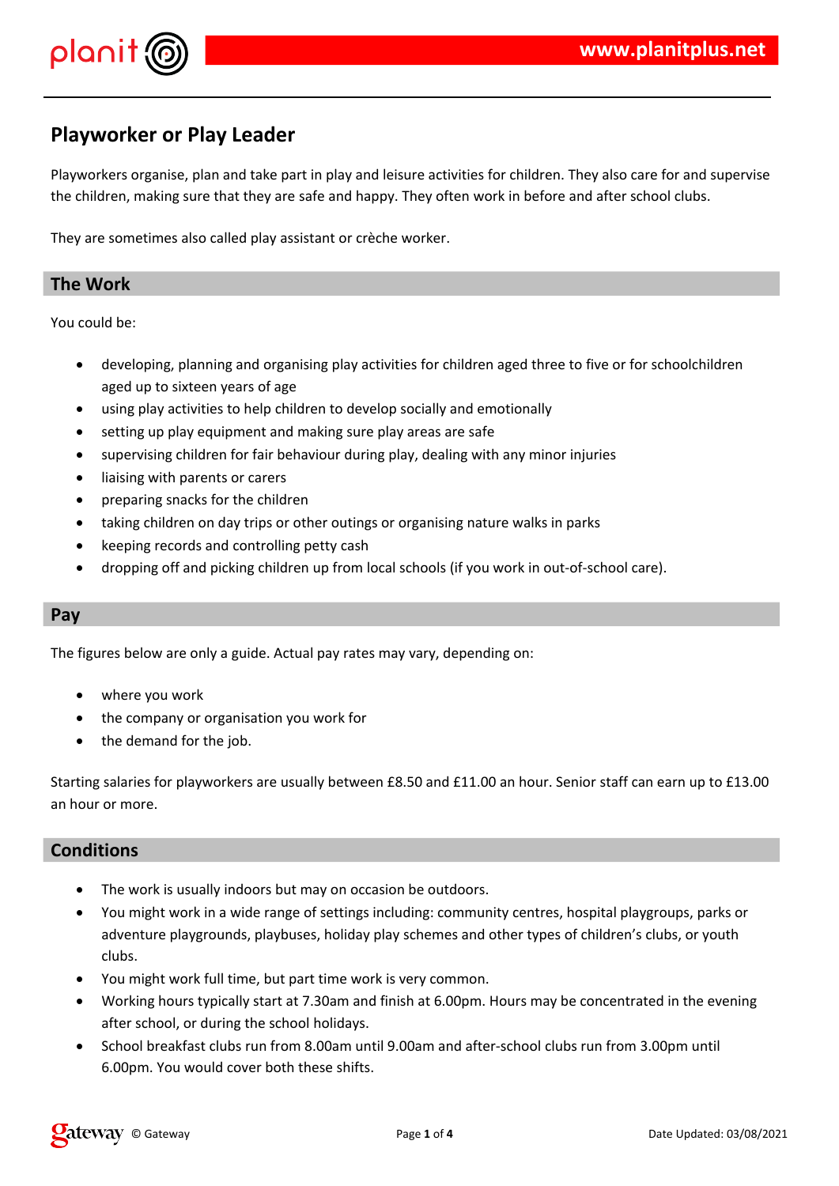# Playworker or Play Leader

Playworkers organise, plan and take part in play and leisure activities for children. They also care for and supervise the children, making sure that they are safe and happy. They often work in before and after school clubs.

They are sometimes also called play assistant or crèche worker.

## The Work

You could be:

- developing, planning and organising play activities for children aged three to five or for schoolchildren aged up to sixteen years of age
- using play activities to help children to develop socially and emotionally
- setting up play equipment and making sure play areas are safe
- supervising children for fair behaviour during play, dealing with any minor injuries
- liaising with parents or carers
- preparing snacks for the children
- taking children on day trips or other outings or organising nature walks in parks
- keeping records and controlling petty cash
- dropping off and picking children up from local schools (if you work in out-of-school care).

## Pay

The figures below are only a guide. Actual pay rates may vary, depending on:

- where you work
- the company or organisation you work for
- the demand for the job.

Starting salaries for playworkers are usually between £8.50 and £11.00 an hour. Senior staff can earn up to £13.00 an hour or more.

## Conditions

- The work is usually indoors but may on occasion be outdoors.
- You might work in a wide range of settings including: community centres, hospital playgroups, parks or adventure playgrounds, playbuses, holiday play schemes and other types of children's clubs, or youth clubs.
- You might work full time, but part time work is very common.
- Working hours typically start at 7.30am and finish at 6.00pm. Hours may be concentrated in the evening after school, or during the school holidays.
- School breakfast clubs run from 8.00am until 9.00am and after-school clubs run from 3.00pm until 6.00pm. You would cover both these shifts.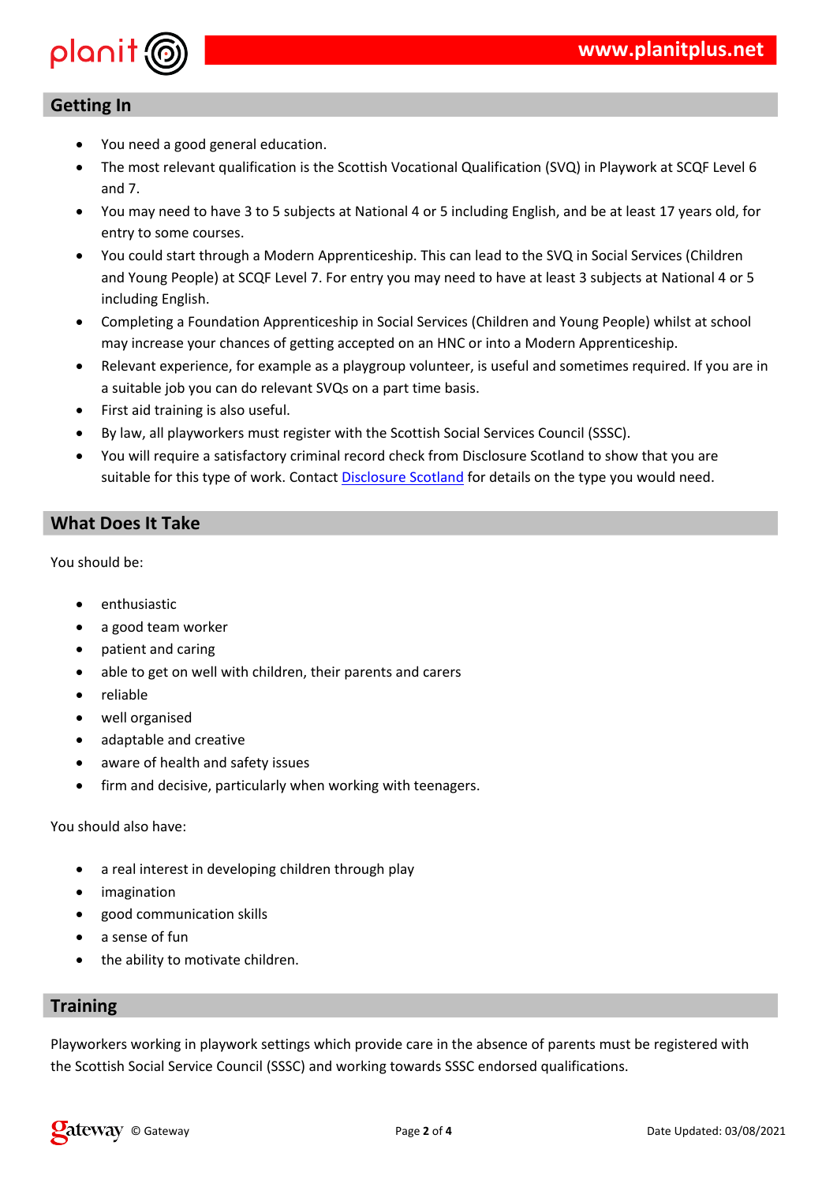## Getting In

- You need a good general education.
- The most relevant qualification is the Scottish Vocational Qualification (SVQ) in Playwork at SCQF Level 6 and 7.
- You may need to have 3 to 5 subjects at National 4 or 5 including English, and be at least 17 years old, for entry to some courses.
- You could start through a Modern Apprenticeship. This can lead to the SVQ in Social Services (Children and Young People) at SCQF Level 7. For entry you may need to have at least 3 subjects at National 4 or 5 including English.
- Completing a Foundation Apprenticeship in Social Services (Children and Young People) whilst at school may increase your chances of getting accepted on an HNC or into a Modern Apprenticeship.
- Relevant experience, for example as a playgroup volunteer, is useful and sometimes required. If you are in a suitable job you can do relevant SVQs on a part time basis.
- First aid training is also useful.
- By law, all playworkers must register with the Scottish Social Services Council (SSSC).
- You will require a satisfactory criminal record check from Disclosure Scotland to show that you are suitable for this type of work. Contact Disclosure Scotland for details on the type you would need.

## What Does It Take

You should be:

- enthusiastic
- a good team worker
- patient and caring
- able to get on well with children, their parents and carers
- reliable
- well organised
- adaptable and creative
- aware of health and safety issues
- firm and decisive, particularly when working with teenagers.

You should also have:

- a real interest in developing children through play
- imagination
- good communication skills
- a sense of fun
- the ability to motivate children.

## Training

Playworkers working in playwork settings which provide care in the absence of parents must be registered with the Scottish Social Service Council (SSSC) and working towards SSSC endorsed qualifications.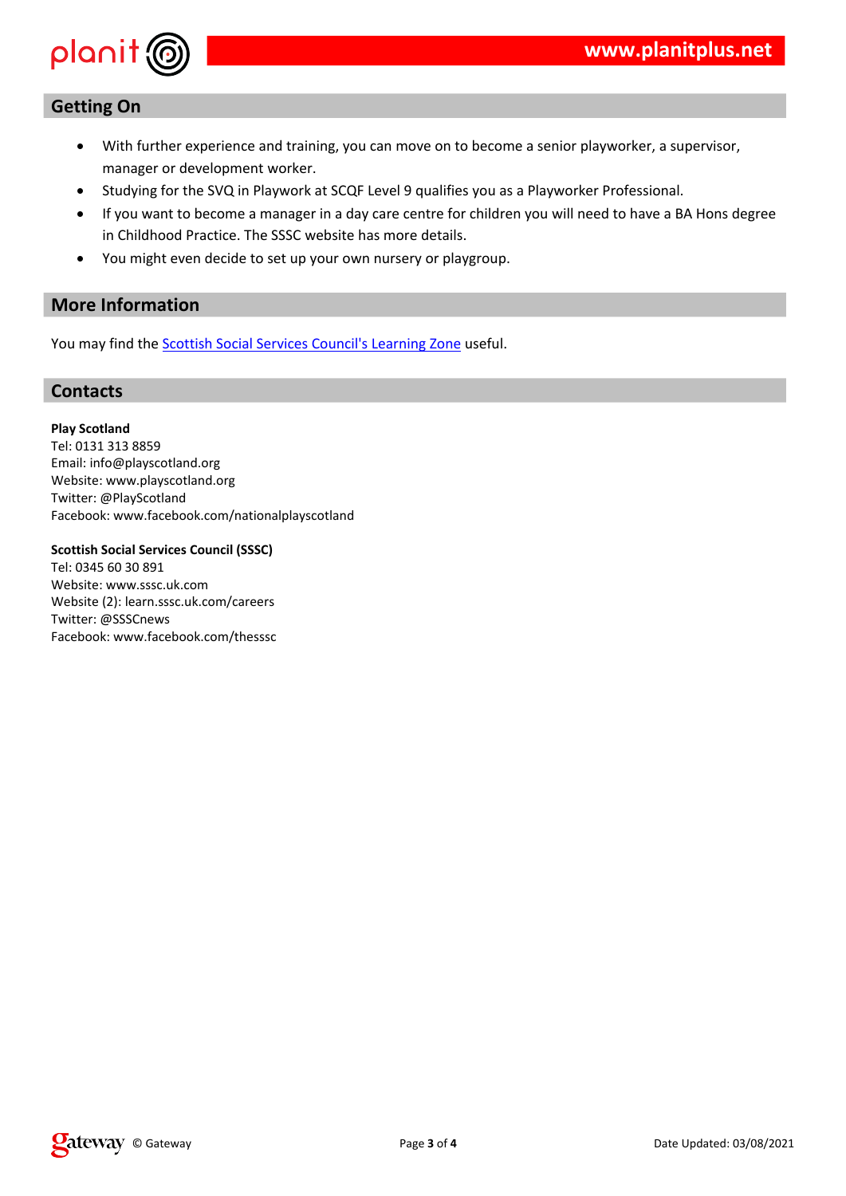## Getting On

- With further experience and training, you can move on to become a senior playworker, a supervisor, manager or development worker.
- Studying for the SVQ in Playwork at SCQF Level 9 qualifies you as a Playworker Professional.
- If you want to become a manager in a day care centre for children you will need to have a BA Hons degree in Childhood Practice. The SSSC website has more details.
- You might even decide to set up your own nursery or playgroup.

## More Information

You may find the Scottish Social Services Council's Learning Zone useful.

## Contacts

**Play Scotland**
Tel: 0131 313 8859
Email: info@playscotland.org
Website: www.playscotland.org
Twitter: @PlayScotland
Facebook: www.facebook.com/nationalplayscotland

**Scottish Social Services Council (SSSC)**
Tel: 0345 60 30 891
Website: www.sssc.uk.com
Website (2): learn.sssc.uk.com/careers
Twitter: @SSSCnews
Facebook: www.facebook.com/thesssc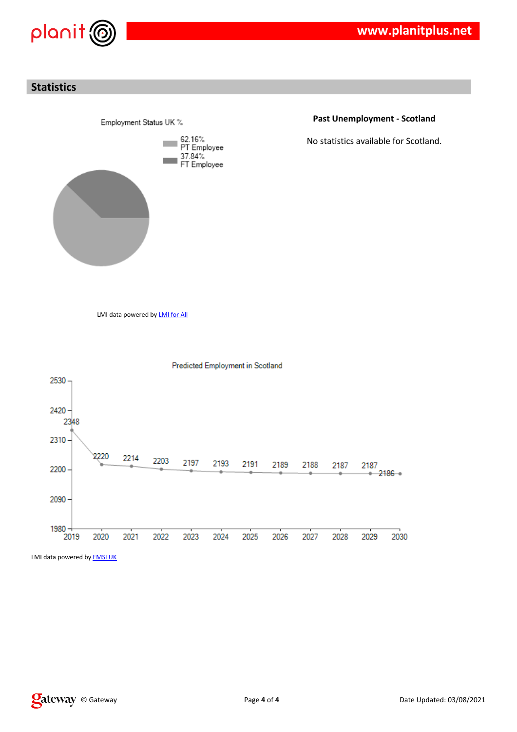## Statistics

Employment Status UK %

62.16%
PT Employee
37.84%
FT Employee

LMI data powered by [LMI for All]

**Past Unemployment - Scotland**

No statistics available for Scotland.

Predicted Employment in Scotland

2530
2420
2310
2200
2090
1980

2348
2220
2214
2203
2197
2193
2191
2189
2188
2187
2187
2186

2019
2020
2021
2022
2023
2024
2025
2026
2027
2028
2029
2030

LMI data powered by [EMSI UK]